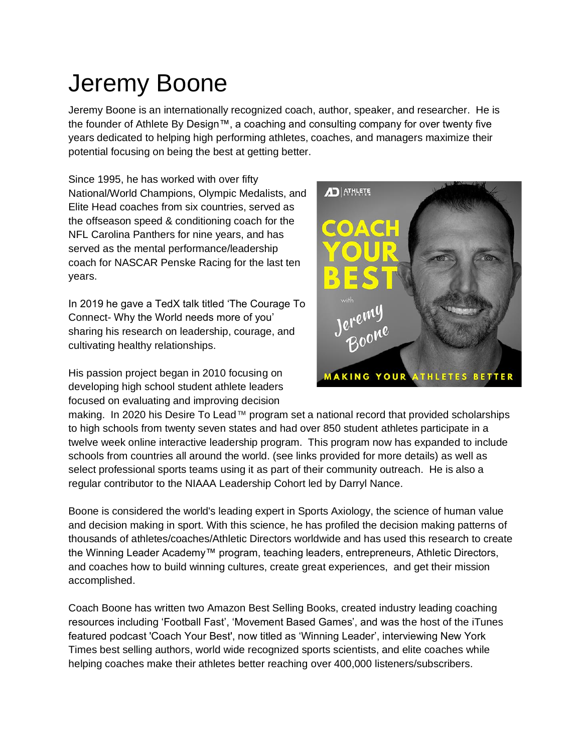# Jeremy Boone

Jeremy Boone is an internationally recognized coach, author, speaker, and researcher. He is the founder of Athlete By Design™, a coaching and consulting company for over twenty five years dedicated to helping high performing athletes, coaches, and managers maximize their potential focusing on being the best at getting better.

Since 1995, he has worked with over fifty National/World Champions, Olympic Medalists, and Elite Head coaches from six countries, served as the offseason speed & conditioning coach for the NFL Carolina Panthers for nine years, and has served as the mental performance/leadership coach for NASCAR Penske Racing for the last ten years.

In 2019 he gave a TedX talk titled 'The Courage To Connect- Why the World needs more of you' sharing his research on leadership, courage, and cultivating healthy relationships.

His passion project began in 2010 focusing on developing high school student athlete leaders focused on evaluating and improving decision making. In 2020 his Desire To Lead™ program set a national record that provided scholarships to high schools from twenty seven states and had over 850 student athletes participate in a twelve week online interactive leadership program. This program now has expanded to include schools from countries all around the world. (see links provided for more details) as well as select professional sports teams using it as part of their community outreach. He is also a regular contributor to the NIAAA Leadership Cohort led by Darryl Nance.

Boone is considered the world's leading expert in Sports Axiology, the science of human value and decision making in sport. With this science, he has profiled the decision making patterns of thousands of athletes/coaches/Athletic Directors worldwide and has used this research to create the Winning Leader Academy™ program, teaching leaders, entrepreneurs, Athletic Directors, and coaches how to build winning cultures, create great experiences, and get their mission accomplished.

Coach Boone has written two Amazon Best Selling Books, created industry leading coaching resources including 'Football Fast', 'Movement Based Games', and was the host of the iTunes featured podcast 'Coach Your Best', now titled as 'Winning Leader', interviewing New York Times best selling authors, world wide recognized sports scientists, and elite coaches while helping coaches make their athletes better reaching over 400,000 listeners/subscribers.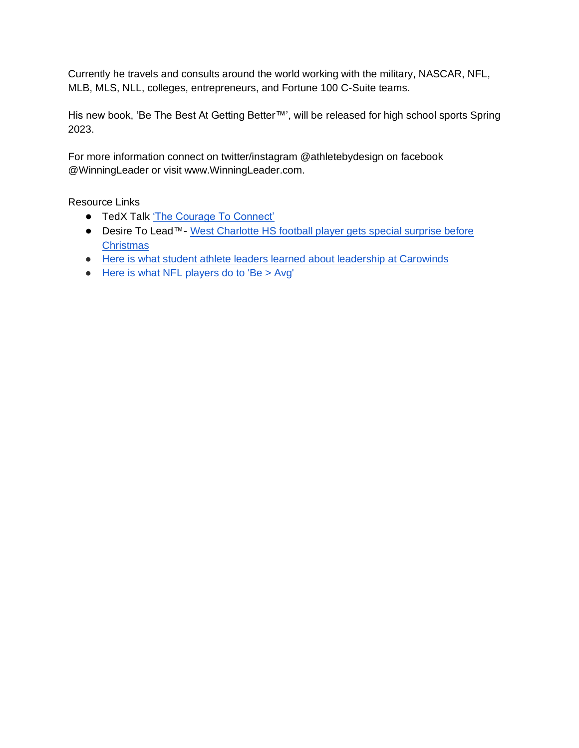Currently he travels and consults around the world working with the military, NASCAR, NFL, MLB, MLS, NLL, colleges, entrepreneurs, and Fortune 100 C-Suite teams.

His new book, 'Be The Best At Getting Better™', will be released for high school sports Spring 2023.

For more information connect on twitter/instagram @athletebydesign on facebook @WinningLeader or visit www.WinningLeader.com.

Resource Links

- TedX Talk 'The Courage To Connect'
- Desire To Lead™- West Charlotte HS football player gets special surprise before Christmas
- Here is what student athlete leaders learned about leadership at Carowinds
- Here is what NFL players do to 'Be > Avg'